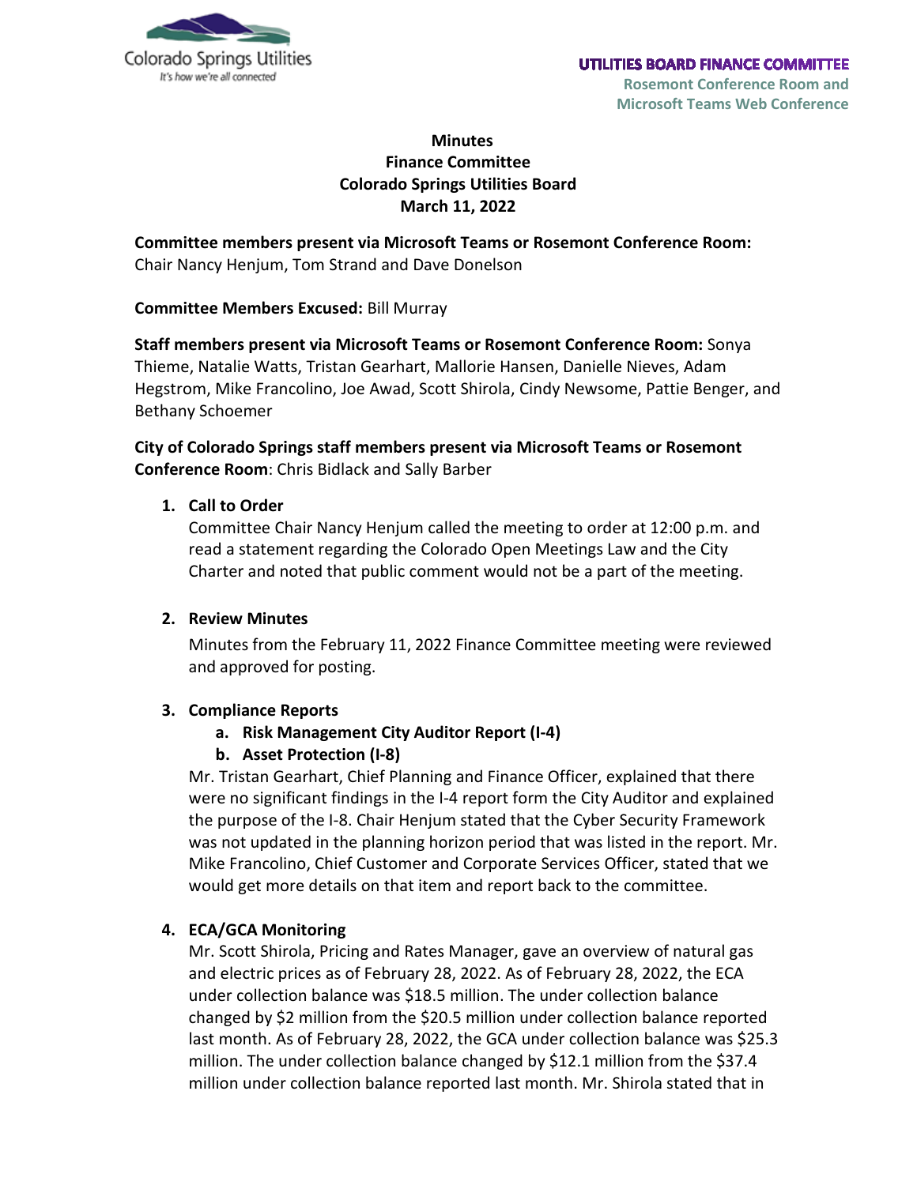Colorado Springs Utilities
*It's how we're all connected*

**UTILITIES BOARD FINANCE COMMITTEE**
**Rosemont Conference Room and Microsoft Teams Web Conference**

# Minutes
## Finance Committee
## Colorado Springs Utilities Board
## March 11, 2022

**Committee members present via Microsoft Teams or Rosemont Conference Room:** Chair Nancy Henjum, Tom Strand and Dave Donelson

**Committee Members Excused:** Bill Murray

**Staff members present via Microsoft Teams or Rosemont Conference Room:** Sonya Thieme, Natalie Watts, Tristan Gearhart, Mallorie Hansen, Danielle Nieves, Adam Hegstrom, Mike Francolino, Joe Awad, Scott Shirola, Cindy Newsome, Pattie Benger, and Bethany Schoemer

**City of Colorado Springs staff members present via Microsoft Teams or Rosemont Conference Room**: Chris Bidlack and Sally Barber

1. **Call to Order**
   Committee Chair Nancy Henjum called the meeting to order at 12:00 p.m. and read a statement regarding the Colorado Open Meetings Law and the City Charter and noted that public comment would not be a part of the meeting.

2. **Review Minutes**
   Minutes from the February 11, 2022 Finance Committee meeting were reviewed and approved for posting.

3. **Compliance Reports**
   a. **Risk Management City Auditor Report (I-4)**
   b. **Asset Protection (I-8)**

   Mr. Tristan Gearhart, Chief Planning and Finance Officer, explained that there were no significant findings in the I-4 report form the City Auditor and explained the purpose of the I-8. Chair Henjum stated that the Cyber Security Framework was not updated in the planning horizon period that was listed in the report. Mr. Mike Francolino, Chief Customer and Corporate Services Officer, stated that we would get more details on that item and report back to the committee.

4. **ECA/GCA Monitoring**
   Mr. Scott Shirola, Pricing and Rates Manager, gave an overview of natural gas and electric prices as of February 28, 2022. As of February 28, 2022, the ECA under collection balance was $18.5 million. The under collection balance changed by $2 million from the $20.5 million under collection balance reported last month. As of February 28, 2022, the GCA under collection balance was $25.3 million. The under collection balance changed by $12.1 million from the $37.4 million under collection balance reported last month. Mr. Shirola stated that in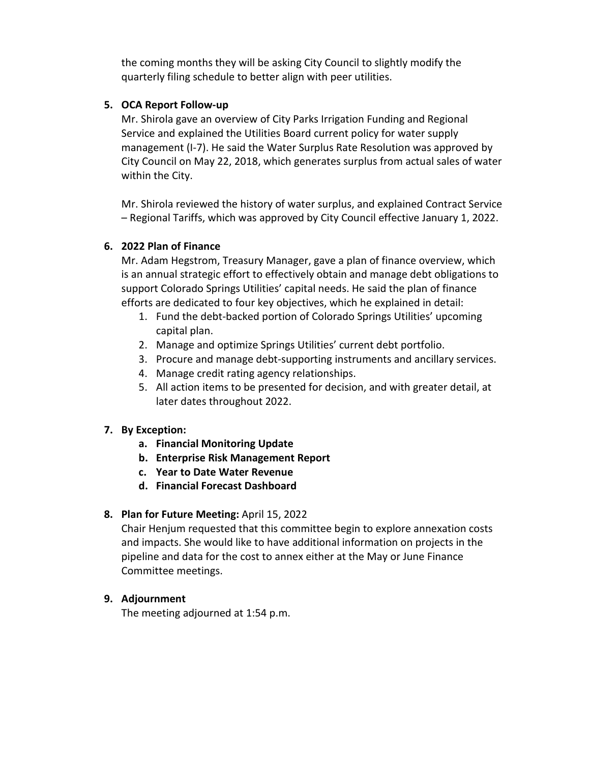the coming months they will be asking City Council to slightly modify the quarterly filing schedule to better align with peer utilities.

5. **OCA Report Follow-up**

   Mr. Shirola gave an overview of City Parks Irrigation Funding and Regional Service and explained the Utilities Board current policy for water supply management (I-7). He said the Water Surplus Rate Resolution was approved by City Council on May 22, 2018, which generates surplus from actual sales of water within the City.

   Mr. Shirola reviewed the history of water surplus, and explained Contract Service – Regional Tariffs, which was approved by City Council effective January 1, 2022.

6. **2022 Plan of Finance**

   Mr. Adam Hegstrom, Treasury Manager, gave a plan of finance overview, which is an annual strategic effort to effectively obtain and manage debt obligations to support Colorado Springs Utilities' capital needs. He said the plan of finance efforts are dedicated to four key objectives, which he explained in detail:

   1. Fund the debt-backed portion of Colorado Springs Utilities' upcoming capital plan.
   2. Manage and optimize Springs Utilities' current debt portfolio.
   3. Procure and manage debt-supporting instruments and ancillary services.
   4. Manage credit rating agency relationships.
   5. All action items to be presented for decision, and with greater detail, at later dates throughout 2022.

7. **By Exception:**
   a. **Financial Monitoring Update**
   b. **Enterprise Risk Management Report**
   c. **Year to Date Water Revenue**
   d. **Financial Forecast Dashboard**

8. **Plan for Future Meeting:** April 15, 2022

   Chair Henjum requested that this committee begin to explore annexation costs and impacts. She would like to have additional information on projects in the pipeline and data for the cost to annex either at the May or June Finance Committee meetings.

9. **Adjournment**

   The meeting adjourned at 1:54 p.m.